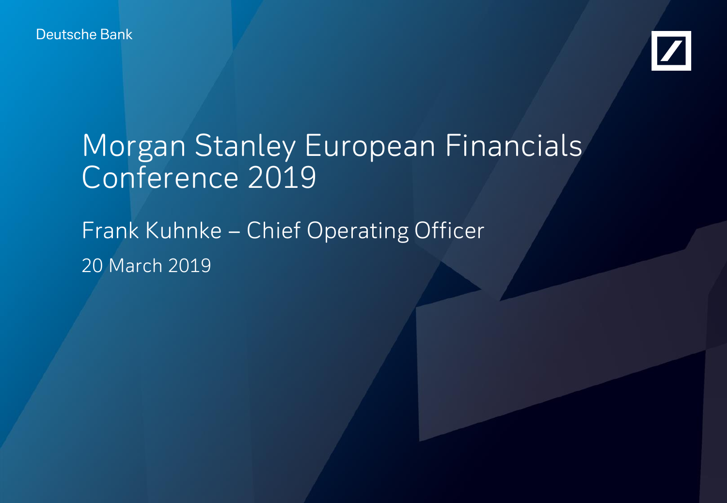Deutsche Bank

# Morgan Stanley European Financials Conference 2019

## Frank Kuhnke – Chief Operating Officer

20 March 2019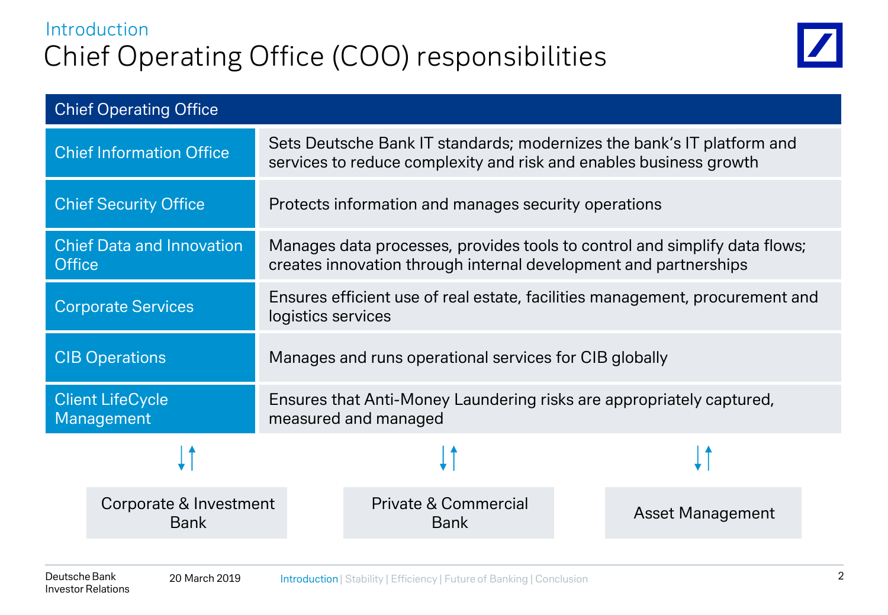Introduction

# Chief Operating Office (COO) responsibilities

| Chief Operating Office | |
|---|---|
| Chief Information Office | Sets Deutsche Bank IT standards; modernizes the bank's IT platform and services to reduce complexity and risk and enables business growth |
| Chief Security Office | Protects information and manages security operations |
| Chief Data and Innovation Office | Manages data processes, provides tools to control and simplify data flows; creates innovation through internal development and partnerships |
| Corporate Services | Ensures efficient use of real estate, facilities management, procurement and logistics services |
| CIB Operations | Manages and runs operational services for CIB globally |
| Client LifeCycle Management | Ensures that Anti-Money Laundering risks are appropriately captured, measured and managed |

↓↑ Corporate & Investment Bank

↓↑ Private & Commercial Bank

↓↑ Asset Management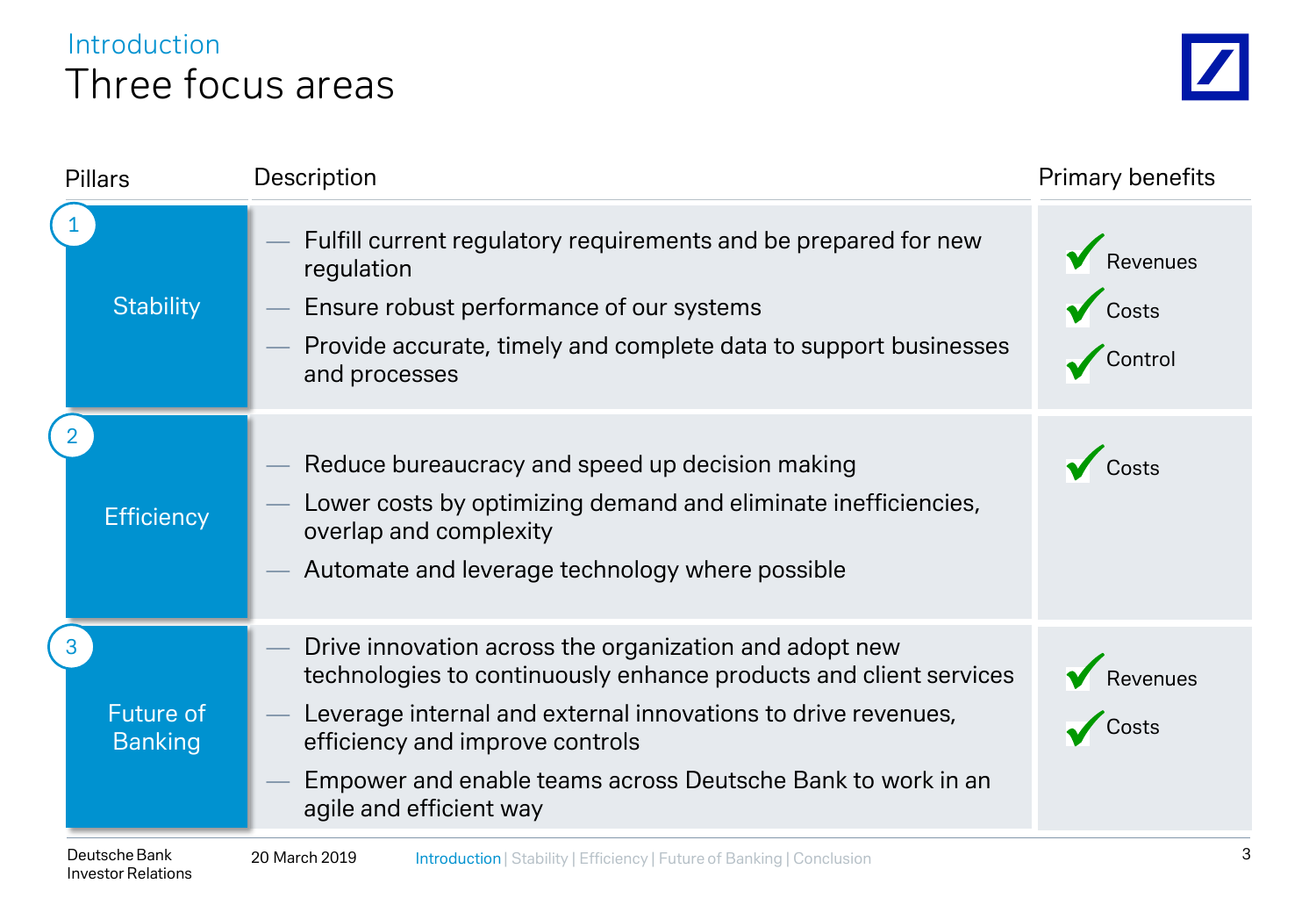Introduction

# Three focus areas

| Pillars | Description | Primary benefits |
| --- | --- | --- |
| 1 Stability | — Fulfill current regulatory requirements and be prepared for new regulation<br>— Ensure robust performance of our systems<br>— Provide accurate, timely and complete data to support businesses and processes | ✓ Revenues<br>✓ Costs<br>✓ Control |
| 2 Efficiency | — Reduce bureaucracy and speed up decision making<br>— Lower costs by optimizing demand and eliminate inefficiencies, overlap and complexity<br>— Automate and leverage technology where possible | ✓ Costs |
| 3 Future of Banking | — Drive innovation across the organization and adopt new technologies to continuously enhance products and client services<br>— Leverage internal and external innovations to drive revenues, efficiency and improve controls<br>— Empower and enable teams across Deutsche Bank to work in an agile and efficient way | ✓ Revenues<br>✓ Costs |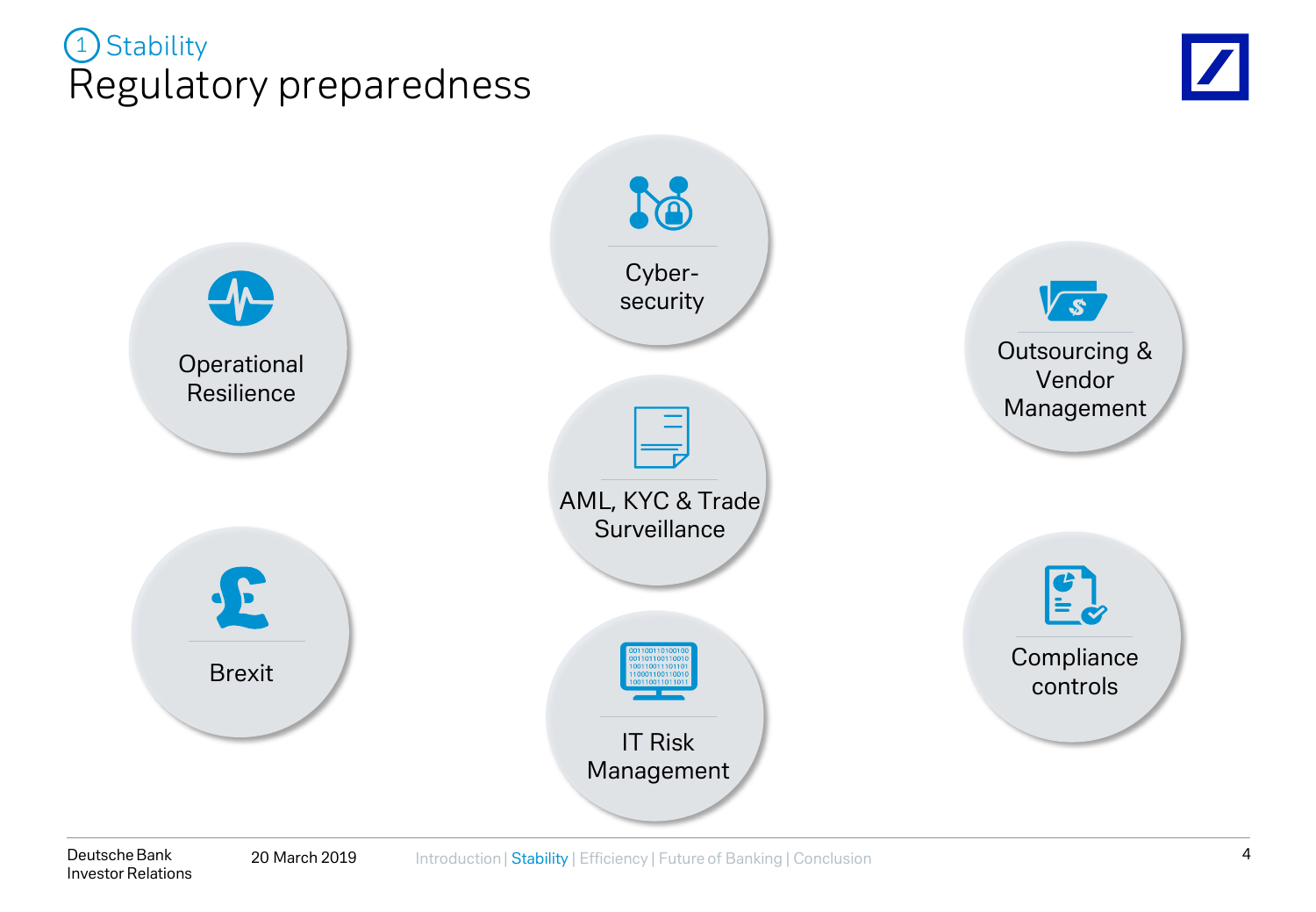① Stability

# Regulatory preparedness

- Operational Resilience
- Cyber-security
- Outsourcing & Vendor Management
- AML, KYC & Trade Surveillance
- Brexit
- IT Risk Management
- Compliance controls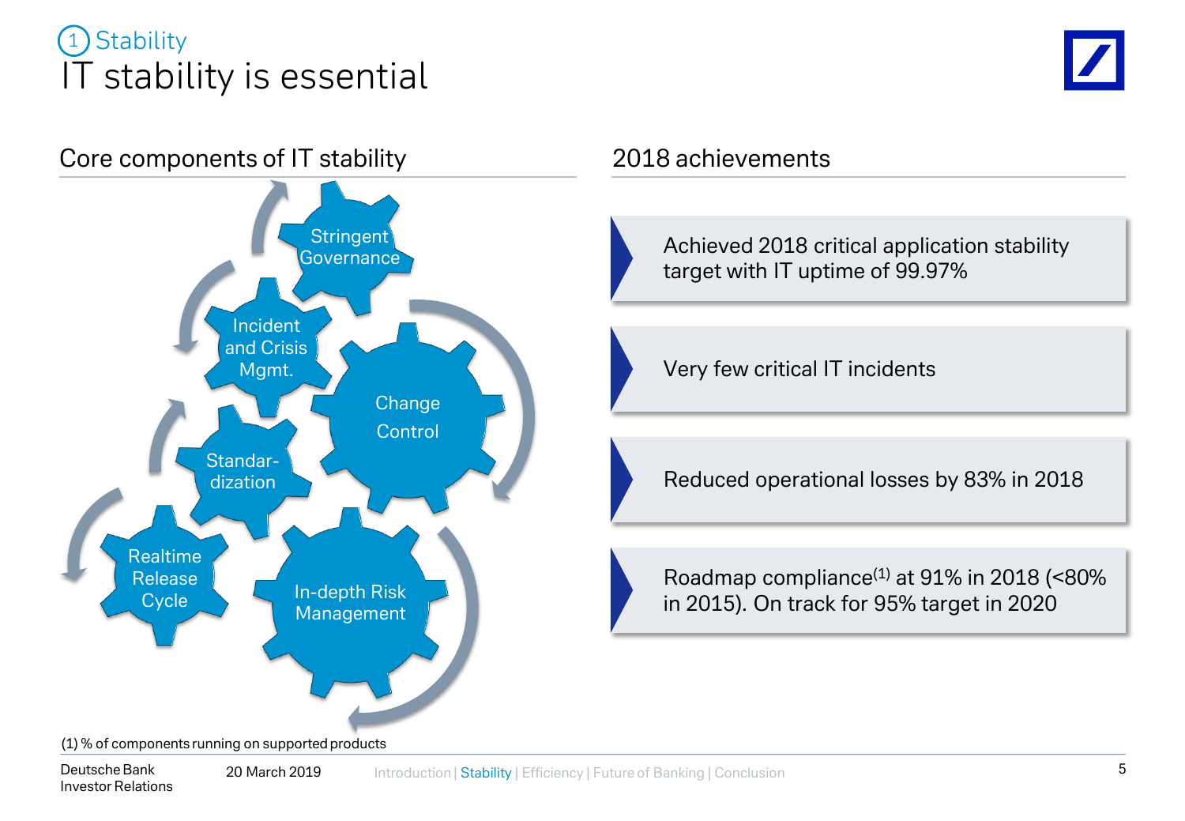1 Stability

# IT stability is essential

## Core components of IT stability

- Stringent Governance
- Incident and Crisis Mgmt.
- Change Control
- Standardization
- Realtime Release Cycle
- In-depth Risk Management

## 2018 achievements

- Achieved 2018 critical application stability target with IT uptime of 99.97%
- Very few critical IT incidents
- Reduced operational losses by 83% in 2018
- Roadmap compliance[(1)] at 91% in 2018 (<80% in 2015). On track for 95% target in 2020

(1) % of components running on supported products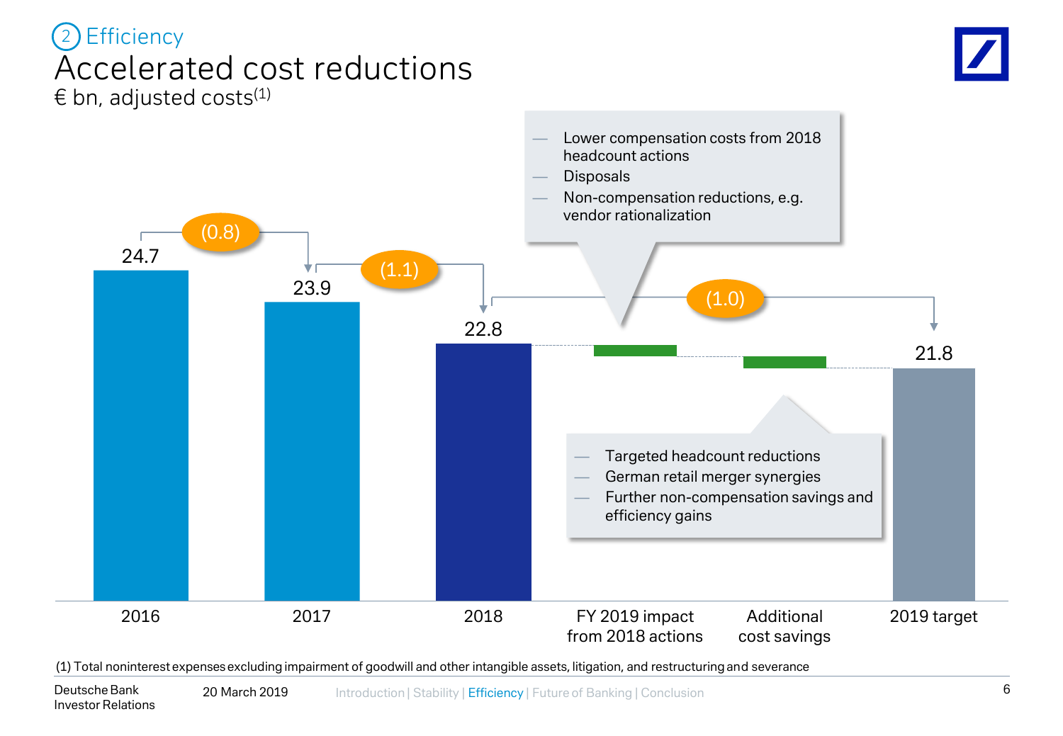2 Efficiency

# Accelerated cost reductions

€ bn, adjusted costs[1]

| | 2016 | 2017 | 2018 | FY 2019 impact from 2018 actions | Additional cost savings | 2019 target |
|---|---|---|---|---|---|---|
| Adjusted costs | 24.7 | 23.9 | 22.8 | | | 21.8 |
| Change | | (0.8) | (1.1) | | | (1.0) |

FY 2019 impact from 2018 actions:

- Lower compensation costs from 2018 headcount actions
- Disposals
- Non-compensation reductions, e.g. vendor rationalization

Additional cost savings:

- Targeted headcount reductions
- German retail merger synergies
- Further non-compensation savings and efficiency gains

(1) Total noninterest expenses excluding impairment of goodwill and other intangible assets, litigation, and restructuring and severance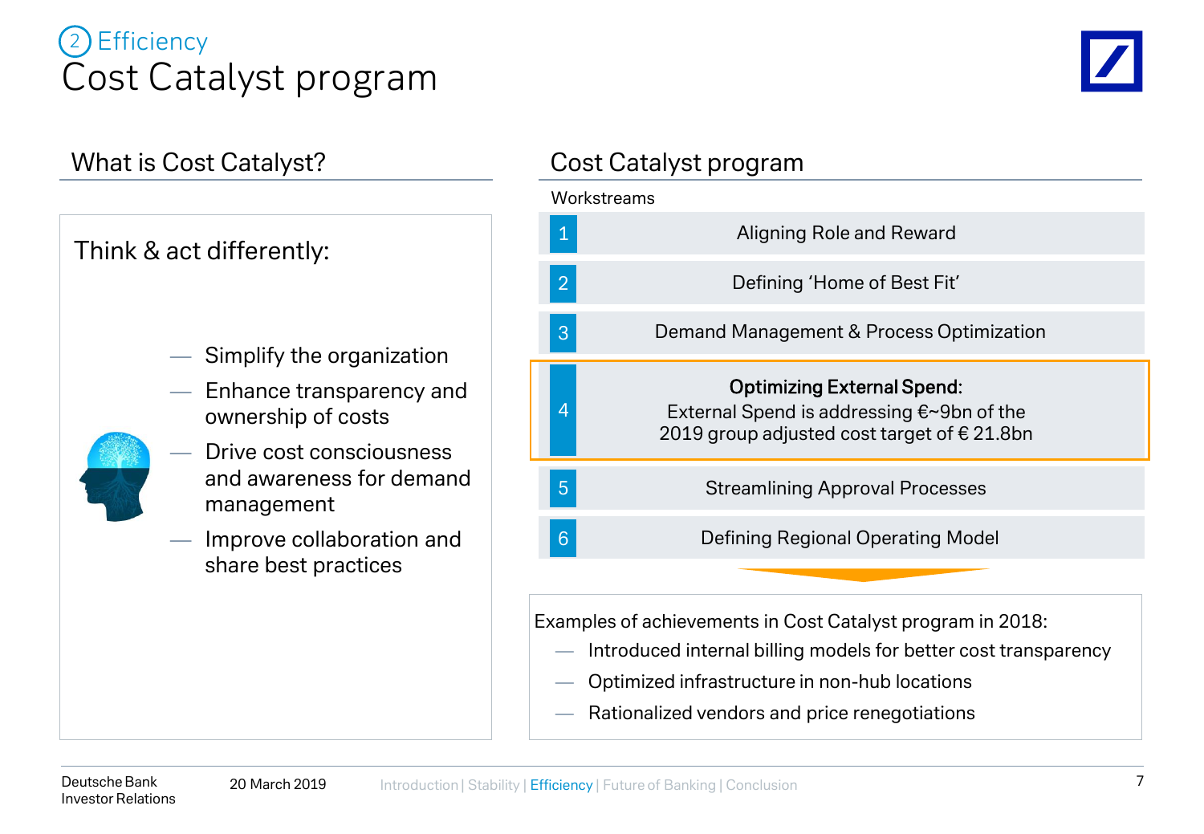# ② Efficiency

# Cost Catalyst program

## What is Cost Catalyst?

Think & act differently:

- Simplify the organization
- Enhance transparency and ownership of costs
- Drive cost consciousness and awareness for demand management
- Improve collaboration and share best practices

## Cost Catalyst program

Workstreams

1. Aligning Role and Reward
2. Defining 'Home of Best Fit'
3. Demand Management & Process Optimization
4. **Optimizing External Spend:** External Spend is addressing €~9bn of the 2019 group adjusted cost target of € 21.8bn
5. Streamlining Approval Processes
6. Defining Regional Operating Model

Examples of achievements in Cost Catalyst program in 2018:

- Introduced internal billing models for better cost transparency
- Optimized infrastructure in non-hub locations
- Rationalized vendors and price renegotiations

Deutsche Bank Investor Relations — 20 March 2019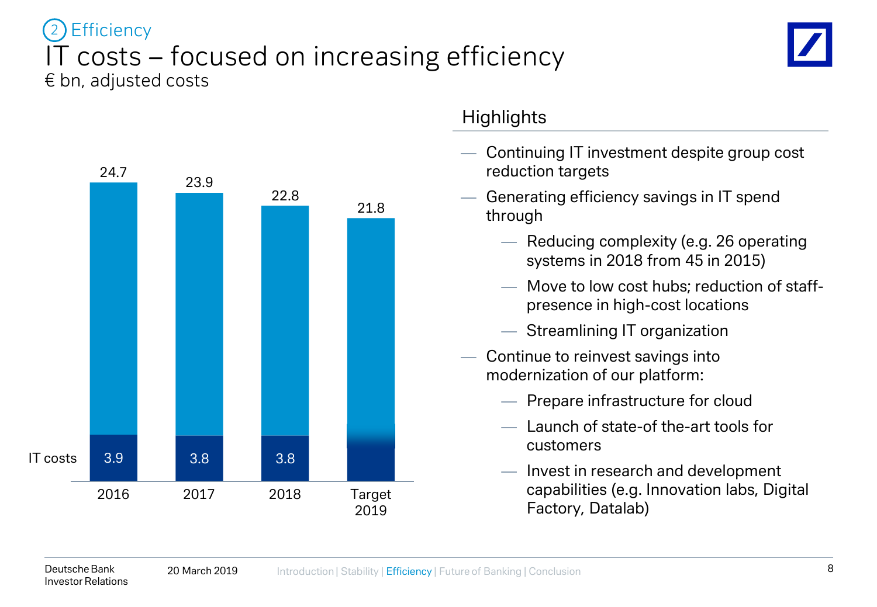## 2 Efficiency

# IT costs – focused on increasing efficiency

€ bn, adjusted costs

| | 2016 | 2017 | 2018 | Target 2019 |
|---|---|---|---|---|
| Total adjusted costs | 24.7 | 23.9 | 22.8 | 21.8 |
| IT costs | 3.9 | 3.8 | 3.8 | |

### Highlights

- Continuing IT investment despite group cost reduction targets
- Generating efficiency savings in IT spend through
  - Reducing complexity (e.g. 26 operating systems in 2018 from 45 in 2015)
  - Move to low cost hubs; reduction of staff-presence in high-cost locations
  - Streamlining IT organization
- Continue to reinvest savings into modernization of our platform:
  - Prepare infrastructure for cloud
  - Launch of state-of the-art tools for customers
  - Invest in research and development capabilities (e.g. Innovation labs, Digital Factory, Datalab)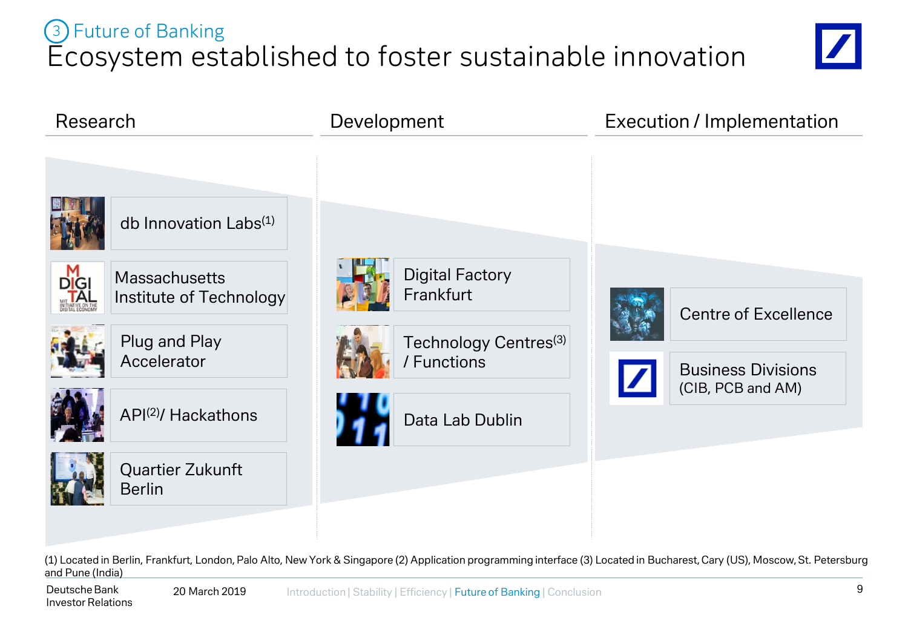# 3 Future of Banking

## Ecosystem established to foster sustainable innovation

### Research

- db Innovation Labs[1]
- Massachusetts Institute of Technology
- Plug and Play Accelerator
- API[2]/ Hackathons
- Quartier Zukunft Berlin

### Development

- Digital Factory Frankfurt
- Technology Centres[3] / Functions
- Data Lab Dublin

### Execution / Implementation

- Centre of Excellence
- Business Divisions (CIB, PCB and AM)

(1) Located in Berlin, Frankfurt, London, Palo Alto, New York & Singapore (2) Application programming interface (3) Located in Bucharest, Cary (US), Moscow, St. Petersburg and Pune (India)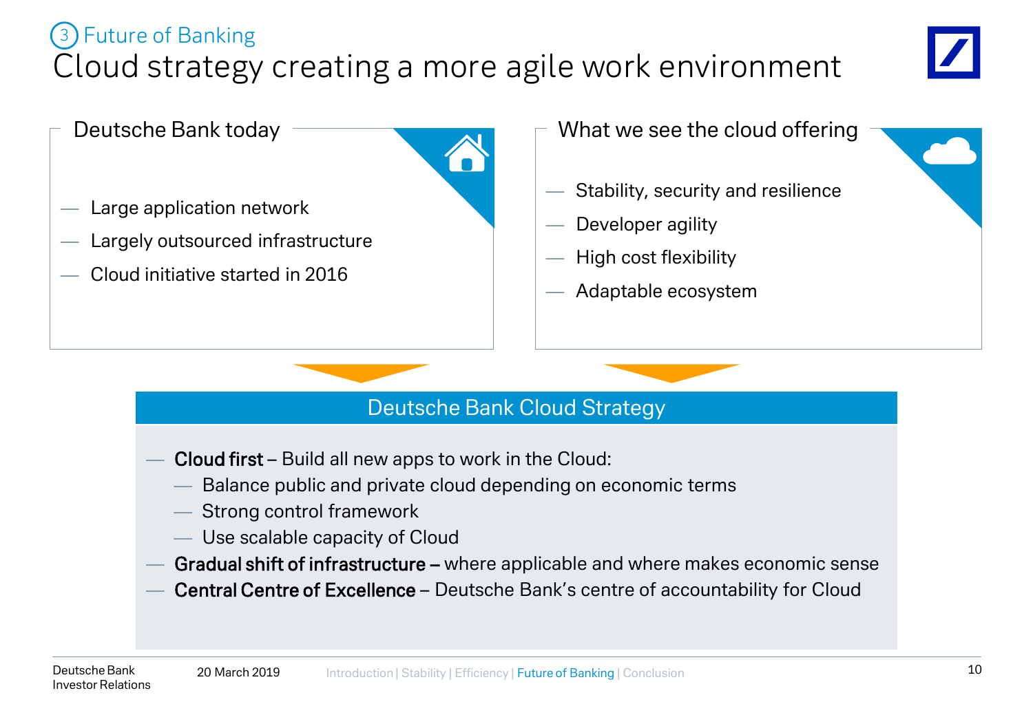③ Future of Banking

# Cloud strategy creating a more agile work environment

## Deutsche Bank today

- Large application network
- Largely outsourced infrastructure
- Cloud initiative started in 2016

## What we see the cloud offering

- Stability, security and resilience
- Developer agility
- High cost flexibility
- Adaptable ecosystem

## Deutsche Bank Cloud Strategy

- **Cloud first** – Build all new apps to work in the Cloud:
  - Balance public and private cloud depending on economic terms
  - Strong control framework
  - Use scalable capacity of Cloud
- **Gradual shift of infrastructure** – where applicable and where makes economic sense
- **Central Centre of Excellence** – Deutsche Bank's centre of accountability for Cloud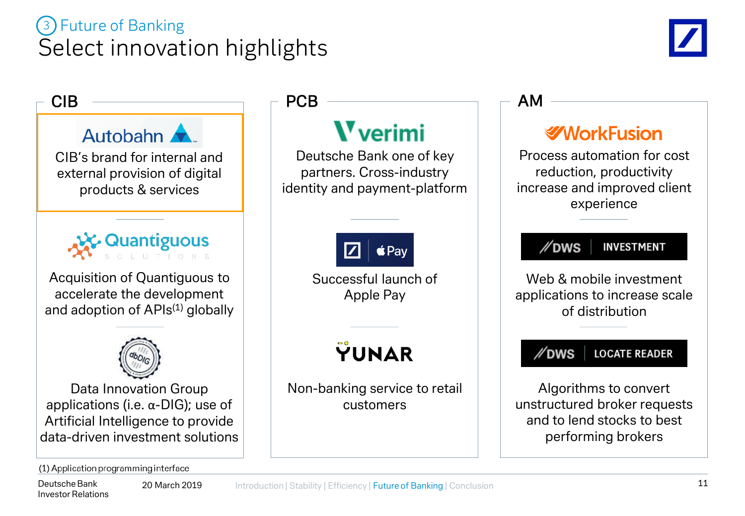# ③ Future of Banking

## Select innovation highlights

### CIB

**Autobahn**

CIB's brand for internal and external provision of digital products & services

**Quantiguous Solutions**

Acquisition of Quantiguous to accelerate the development and adoption of APIs[(1)] globally

**dbDIG**

Data Innovation Group applications (i.e. α-DIG); use of Artificial Intelligence to provide data-driven investment solutions

### PCB

**verimi**

Deutsche Bank one of key partners. Cross-industry identity and payment-platform

**Apple Pay**

Successful launch of Apple Pay

**YUNAR**

Non-banking service to retail customers

### AM

**WorkFusion**

Process automation for cost reduction, productivity increase and improved client experience

**DWS | INVESTMENT**

Web & mobile investment applications to increase scale of distribution

**DWS | LOCATE READER**

Algorithms to convert unstructured broker requests and to lend stocks to best performing brokers

(1) Application programming interface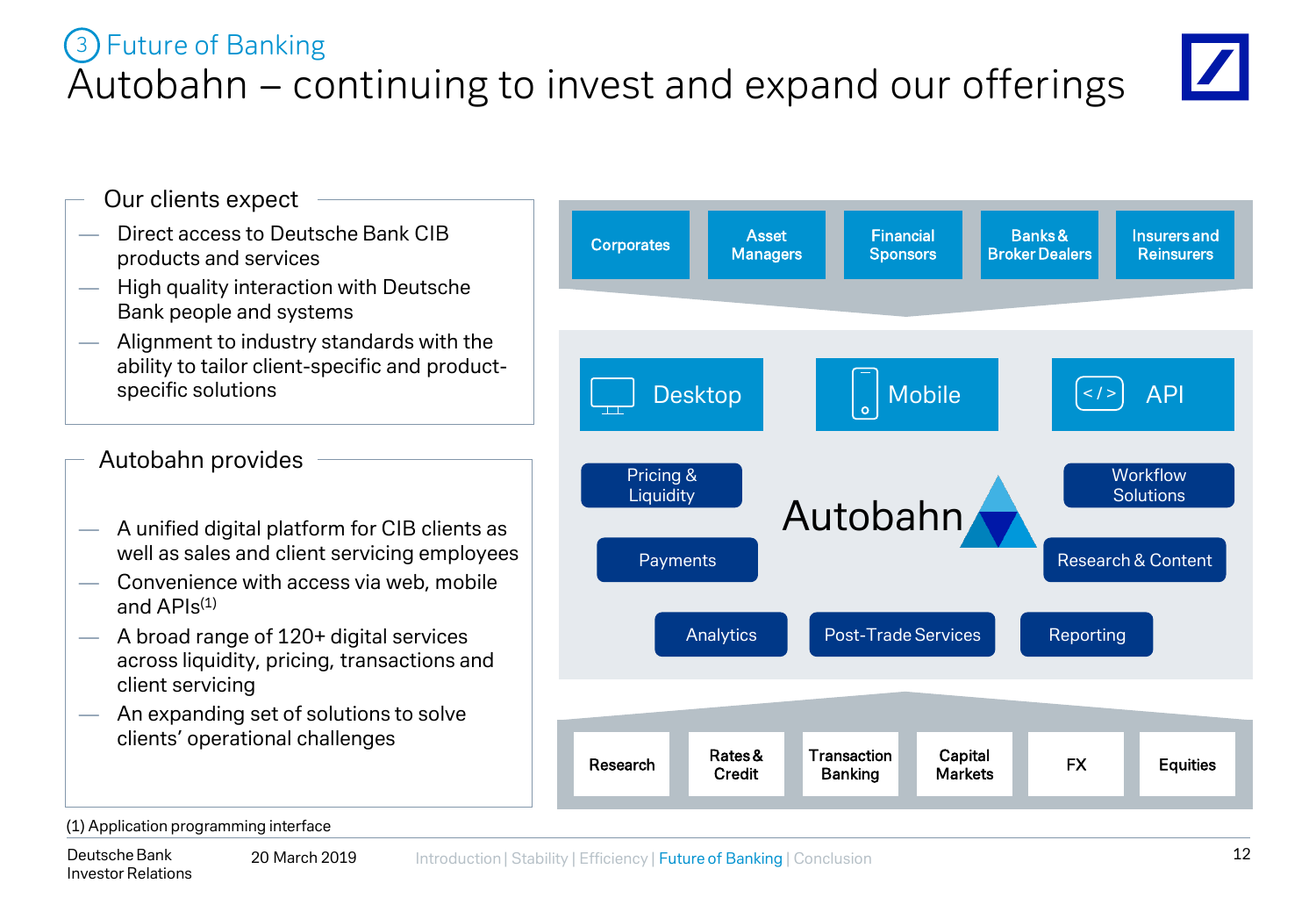# Future of Banking

## Autobahn – continuing to invest and expand our offerings

### Our clients expect

- Direct access to Deutsche Bank CIB products and services
- High quality interaction with Deutsche Bank people and systems
- Alignment to industry standards with the ability to tailor client-specific and product-specific solutions

### Autobahn provides

- A unified digital platform for CIB clients as well as sales and client servicing employees
- Convenience with access via web, mobile and APIs(1)
- A broad range of 120+ digital services across liquidity, pricing, transactions and client servicing
- An expanding set of solutions to solve clients' operational challenges

Corporates | Asset Managers | Financial Sponsors | Banks & Broker Dealers | Insurers and Reinsurers

Desktop | Mobile | API

Autobahn

Pricing & Liquidity | Workflow Solutions | Payments | Research & Content | Analytics | Post-Trade Services | Reporting

Research | Rates & Credit | Transaction Banking | Capital Markets | FX | Equities

(1) Application programming interface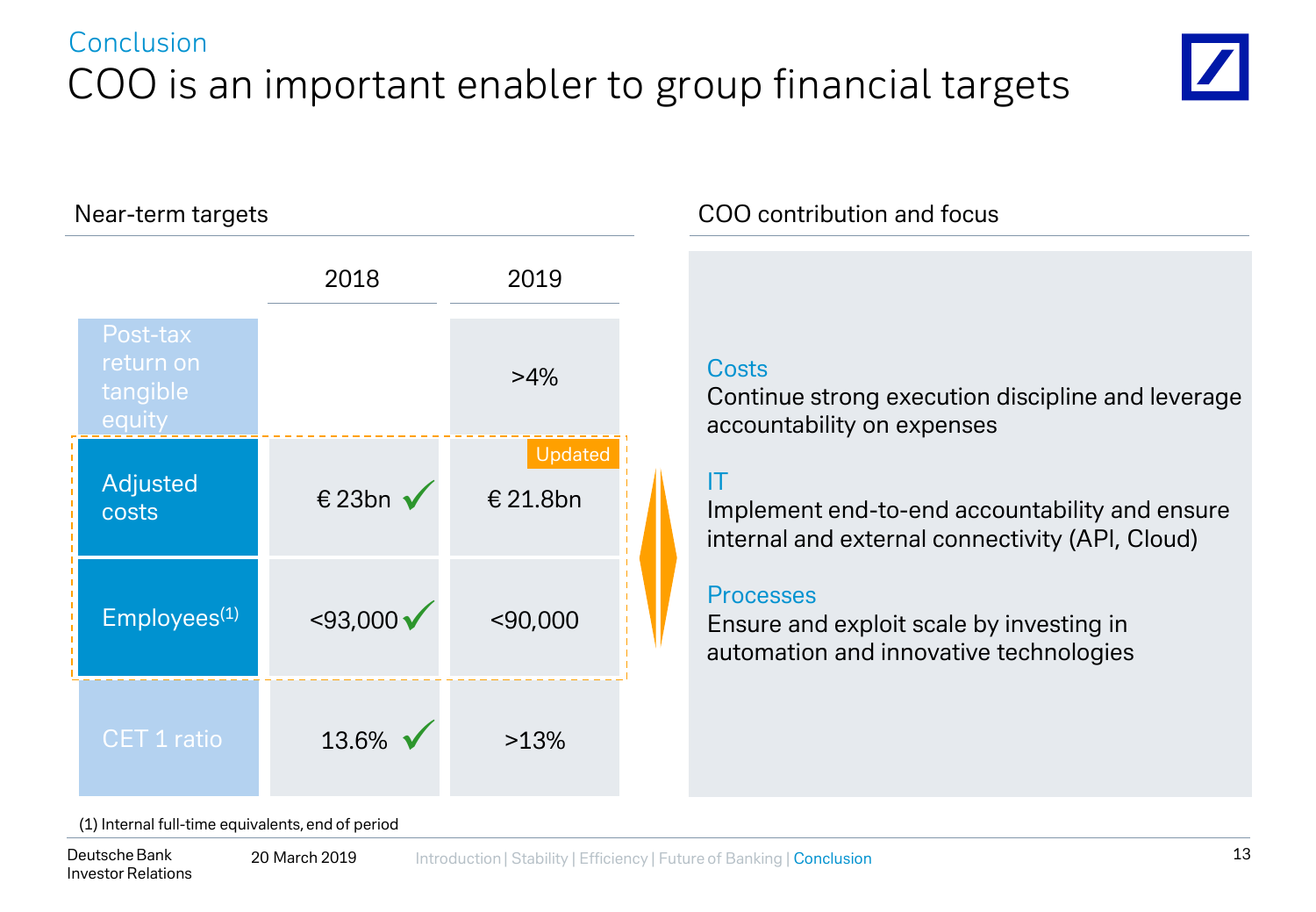Conclusion

# COO is an important enabler to group financial targets

## Near-term targets

| | 2018 | 2019 |
|---|---|---|
| Post-tax return on tangible equity | | >4% |
| Adjusted costs | € 23bn ✓ | Updated € 21.8bn |
| Employees[1] | <93,000 ✓ | <90,000 |
| CET 1 ratio | 13.6% ✓ | >13% |

(1) Internal full-time equivalents, end of period

## COO contribution and focus

**Costs**
Continue strong execution discipline and leverage accountability on expenses

**IT**
Implement end-to-end accountability and ensure internal and external connectivity (API, Cloud)

**Processes**
Ensure and exploit scale by investing in automation and innovative technologies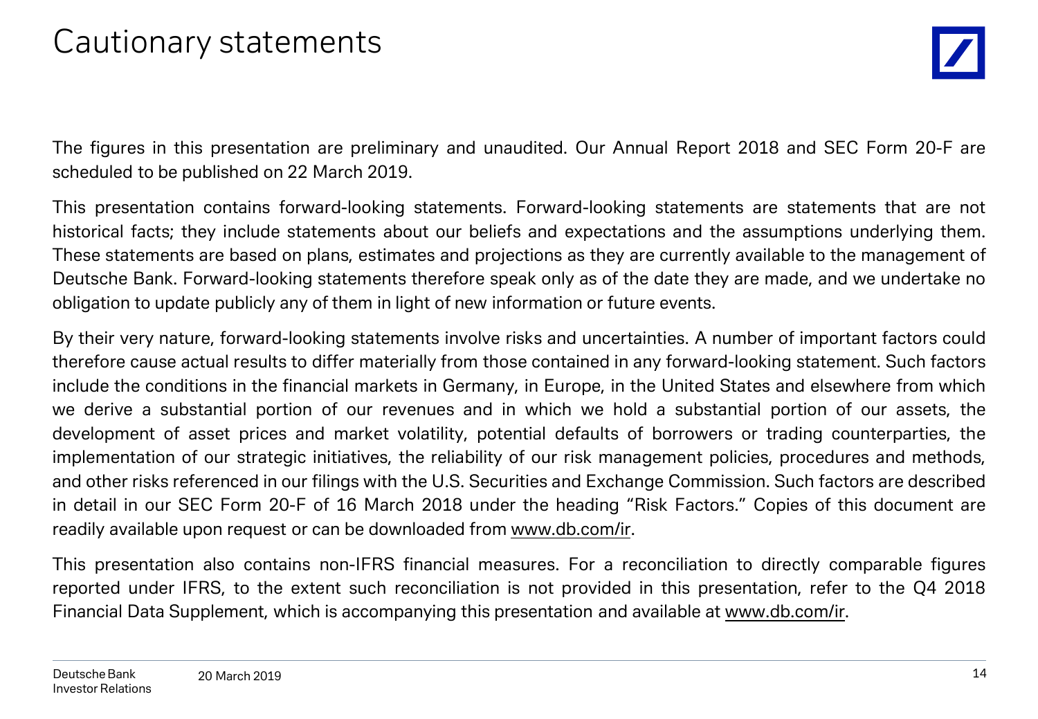# Cautionary statements

The figures in this presentation are preliminary and unaudited. Our Annual Report 2018 and SEC Form 20-F are scheduled to be published on 22 March 2019.

This presentation contains forward-looking statements. Forward-looking statements are statements that are not historical facts; they include statements about our beliefs and expectations and the assumptions underlying them. These statements are based on plans, estimates and projections as they are currently available to the management of Deutsche Bank. Forward-looking statements therefore speak only as of the date they are made, and we undertake no obligation to update publicly any of them in light of new information or future events.

By their very nature, forward-looking statements involve risks and uncertainties. A number of important factors could therefore cause actual results to differ materially from those contained in any forward-looking statement. Such factors include the conditions in the financial markets in Germany, in Europe, in the United States and elsewhere from which we derive a substantial portion of our revenues and in which we hold a substantial portion of our assets, the development of asset prices and market volatility, potential defaults of borrowers or trading counterparties, the implementation of our strategic initiatives, the reliability of our risk management policies, procedures and methods, and other risks referenced in our filings with the U.S. Securities and Exchange Commission. Such factors are described in detail in our SEC Form 20-F of 16 March 2018 under the heading "Risk Factors." Copies of this document are readily available upon request or can be downloaded from www.db.com/ir.

This presentation also contains non-IFRS financial measures. For a reconciliation to directly comparable figures reported under IFRS, to the extent such reconciliation is not provided in this presentation, refer to the Q4 2018 Financial Data Supplement, which is accompanying this presentation and available at www.db.com/ir.